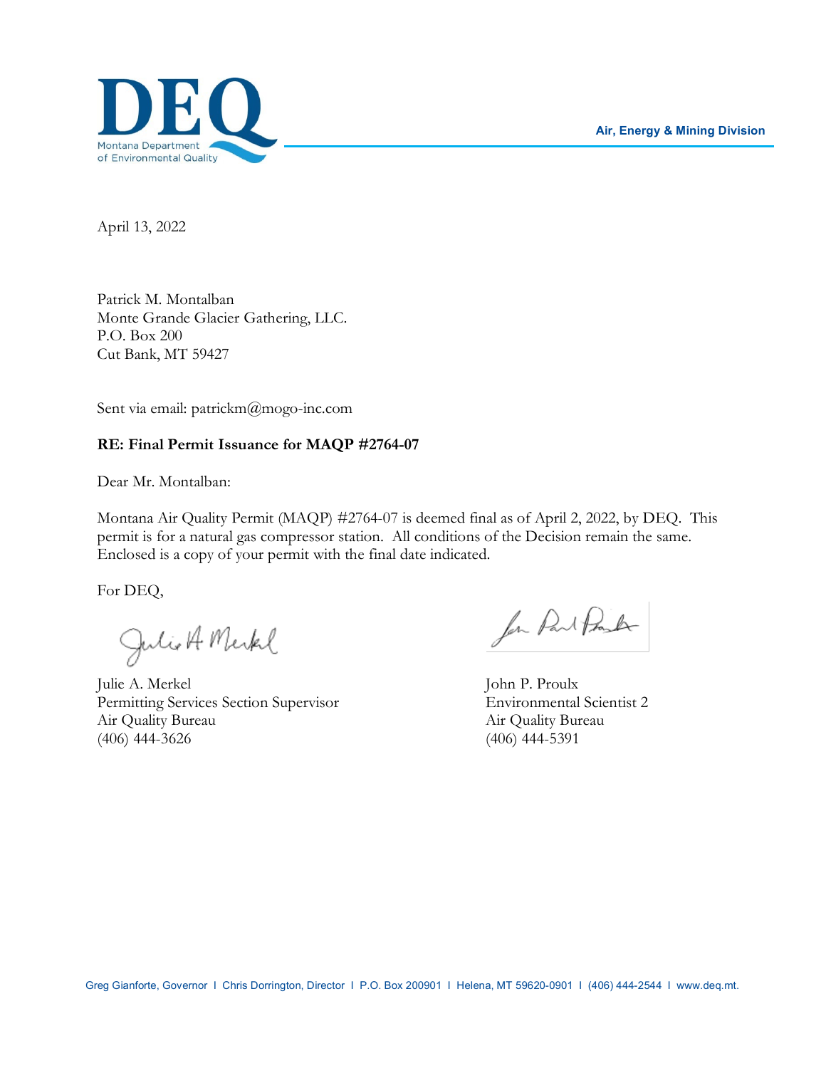DEQ

Montana Department of Environmental Quality

Air, Energy & Mining Division

April 13, 2022

Patrick M. Montalban
Monte Grande Glacier Gathering, LLC.
P.O. Box 200
Cut Bank, MT 59427

Sent via email: patrickm@mogo-inc.com

**RE: Final Permit Issuance for MAQP #2764-07**

Dear Mr. Montalban:

Montana Air Quality Permit (MAQP) #2764-07 is deemed final as of April 2, 2022, by DEQ. This permit is for a natural gas compressor station. All conditions of the Decision remain the same. Enclosed is a copy of your permit with the final date indicated.

For DEQ,

Julie A. Merkel
Permitting Services Section Supervisor
Air Quality Bureau
(406) 444-3626

John P. Proulx
Environmental Scientist 2
Air Quality Bureau
(406) 444-5391

Greg Gianforte, Governor I Chris Dorrington, Director I P.O. Box 200901 I Helena, MT 59620-0901 I (406) 444-2544 I www.deq.mt.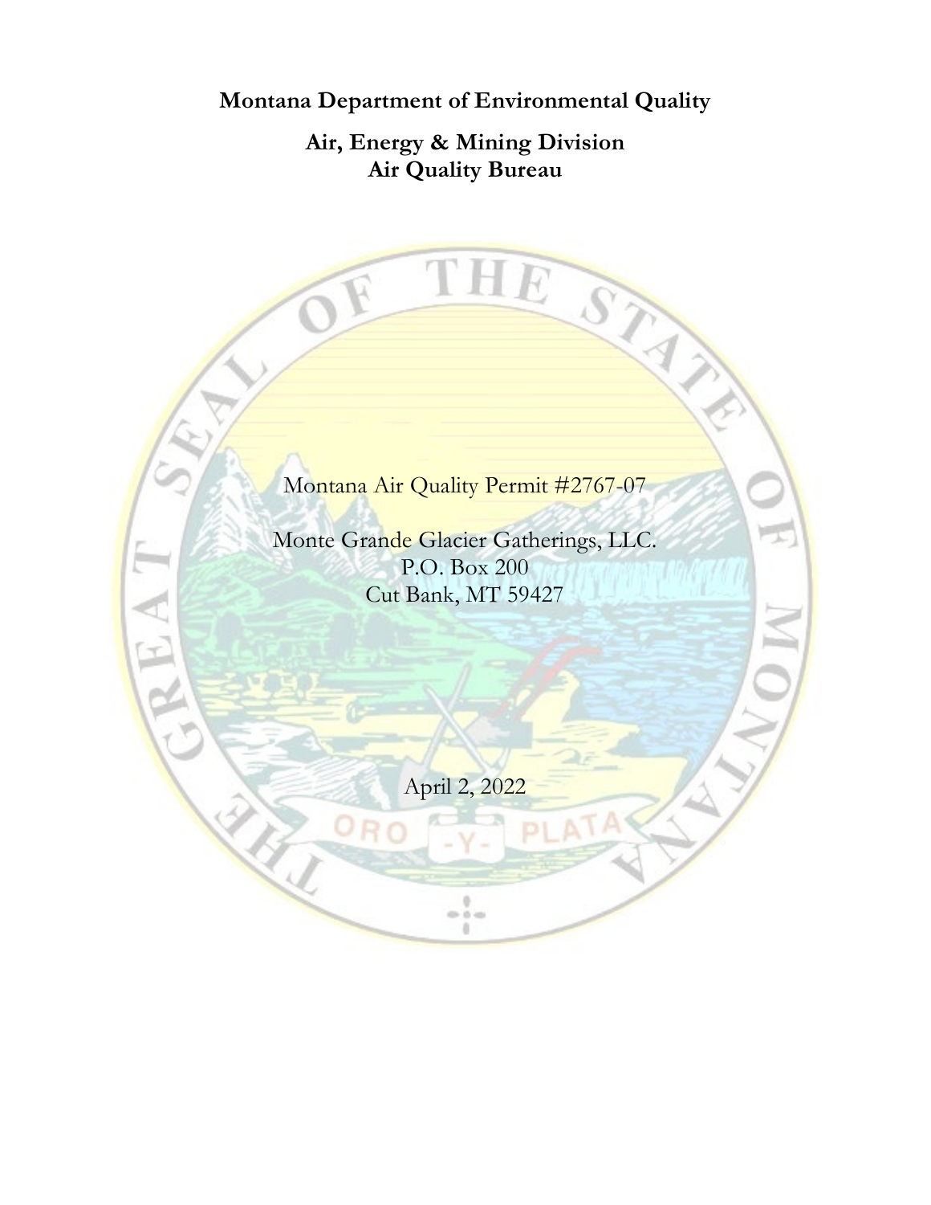**Montana Department of Environmental Quality**

**Air, Energy & Mining Division**
**Air Quality Bureau**

Montana Air Quality Permit #2767-07

Monte Grande Glacier Gatherings, LLC.
P.O. Box 200
Cut Bank, MT 59427

April 2, 2022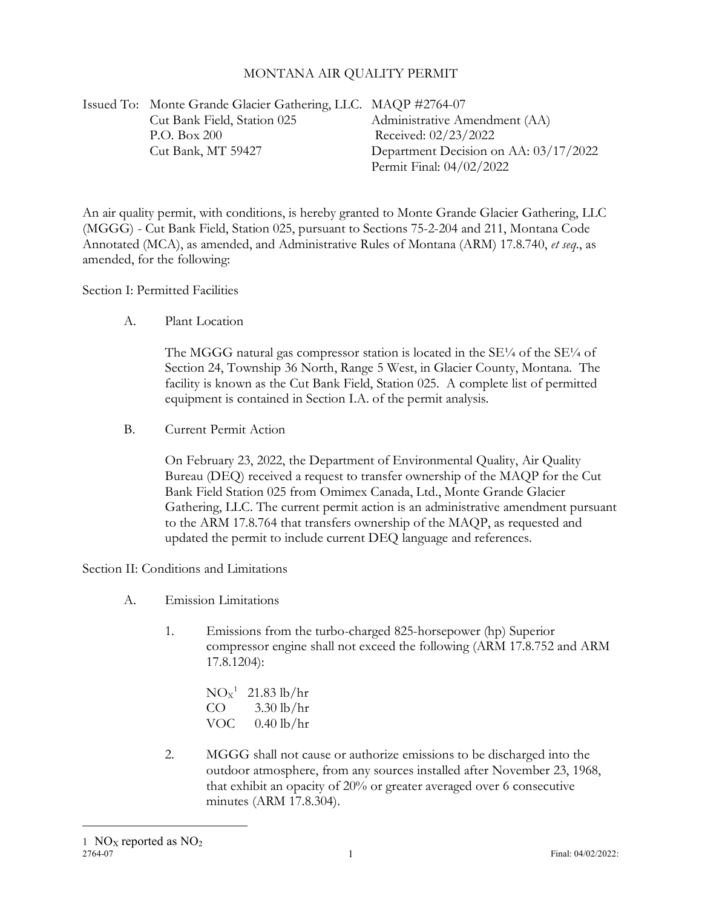# MONTANA AIR QUALITY PERMIT

Issued To: Monte Grande Glacier Gathering, LLC.
Cut Bank Field, Station 025
P.O. Box 200
Cut Bank, MT 59427

MAQP #2764-07
Administrative Amendment (AA)
Received: 02/23/2022
Department Decision on AA: 03/17/2022
Permit Final: 04/02/2022

An air quality permit, with conditions, is hereby granted to Monte Grande Glacier Gathering, LLC (MGGG) - Cut Bank Field, Station 025, pursuant to Sections 75-2-204 and 211, Montana Code Annotated (MCA), as amended, and Administrative Rules of Montana (ARM) 17.8.740, *et seq*., as amended, for the following:

Section I: Permitted Facilities

A. Plant Location

The MGGG natural gas compressor station is located in the SE¼ of the SE¼ of Section 24, Township 36 North, Range 5 West, in Glacier County, Montana. The facility is known as the Cut Bank Field, Station 025. A complete list of permitted equipment is contained in Section I.A. of the permit analysis.

B. Current Permit Action

On February 23, 2022, the Department of Environmental Quality, Air Quality Bureau (DEQ) received a request to transfer ownership of the MAQP for the Cut Bank Field Station 025 from Omimex Canada, Ltd., Monte Grande Glacier Gathering, LLC. The current permit action is an administrative amendment pursuant to the ARM 17.8.764 that transfers ownership of the MAQP, as requested and updated the permit to include current DEQ language and references.

Section II: Conditions and Limitations

A. Emission Limitations

1. Emissions from the turbo-charged 825-horsepower (hp) Superior compressor engine shall not exceed the following (ARM 17.8.752 and ARM 17.8.1204):

   $NO_X$[1] 21.83 lb/hr
   CO 3.30 lb/hr
   VOC 0.40 lb/hr

2. MGGG shall not cause or authorize emissions to be discharged into the outdoor atmosphere, from any sources installed after November 23, 1968, that exhibit an opacity of 20% or greater averaged over 6 consecutive minutes (ARM 17.8.304).

[1] $NO_X$ reported as $NO_2$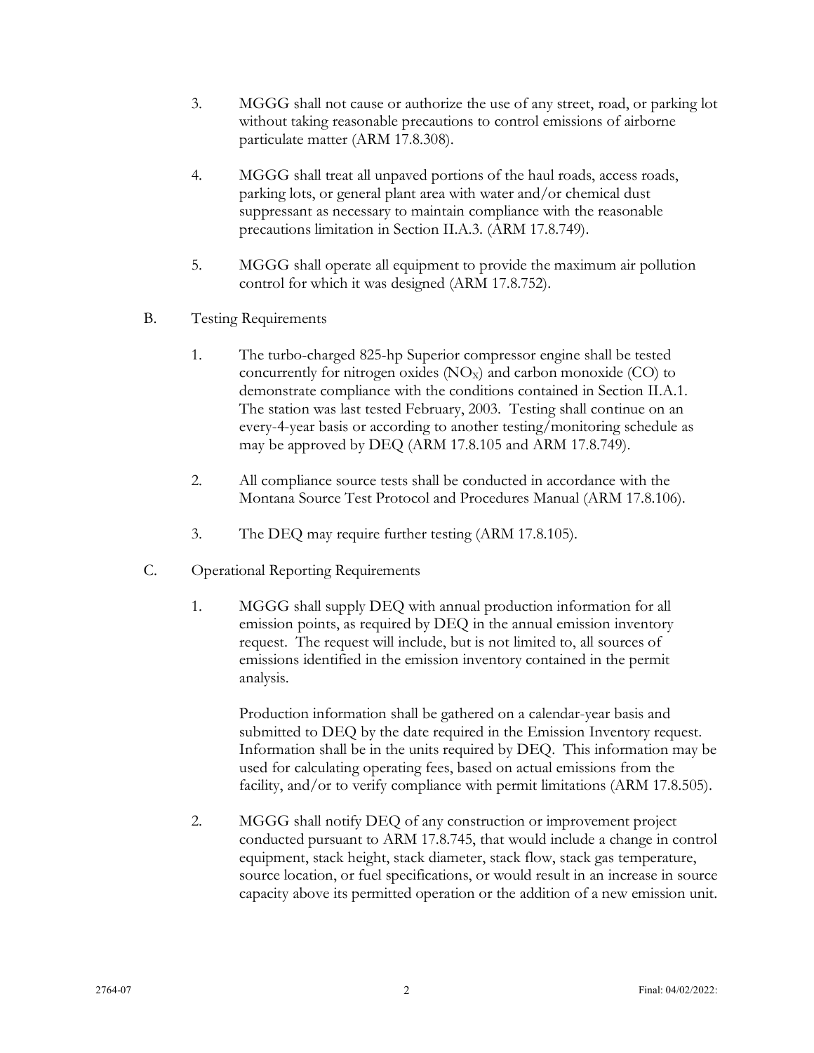3. MGGG shall not cause or authorize the use of any street, road, or parking lot without taking reasonable precautions to control emissions of airborne particulate matter (ARM 17.8.308).

4. MGGG shall treat all unpaved portions of the haul roads, access roads, parking lots, or general plant area with water and/or chemical dust suppressant as necessary to maintain compliance with the reasonable precautions limitation in Section II.A.3. (ARM 17.8.749).

5. MGGG shall operate all equipment to provide the maximum air pollution control for which it was designed (ARM 17.8.752).

B. Testing Requirements

1. The turbo-charged 825-hp Superior compressor engine shall be tested concurrently for nitrogen oxides ($NO_X$) and carbon monoxide (CO) to demonstrate compliance with the conditions contained in Section II.A.1. The station was last tested February, 2003. Testing shall continue on an every-4-year basis or according to another testing/monitoring schedule as may be approved by DEQ (ARM 17.8.105 and ARM 17.8.749).

2. All compliance source tests shall be conducted in accordance with the Montana Source Test Protocol and Procedures Manual (ARM 17.8.106).

3. The DEQ may require further testing (ARM 17.8.105).

C. Operational Reporting Requirements

1. MGGG shall supply DEQ with annual production information for all emission points, as required by DEQ in the annual emission inventory request. The request will include, but is not limited to, all sources of emissions identified in the emission inventory contained in the permit analysis.

   Production information shall be gathered on a calendar-year basis and submitted to DEQ by the date required in the Emission Inventory request. Information shall be in the units required by DEQ. This information may be used for calculating operating fees, based on actual emissions from the facility, and/or to verify compliance with permit limitations (ARM 17.8.505).

2. MGGG shall notify DEQ of any construction or improvement project conducted pursuant to ARM 17.8.745, that would include a change in control equipment, stack height, stack diameter, stack flow, stack gas temperature, source location, or fuel specifications, or would result in an increase in source capacity above its permitted operation or the addition of a new emission unit.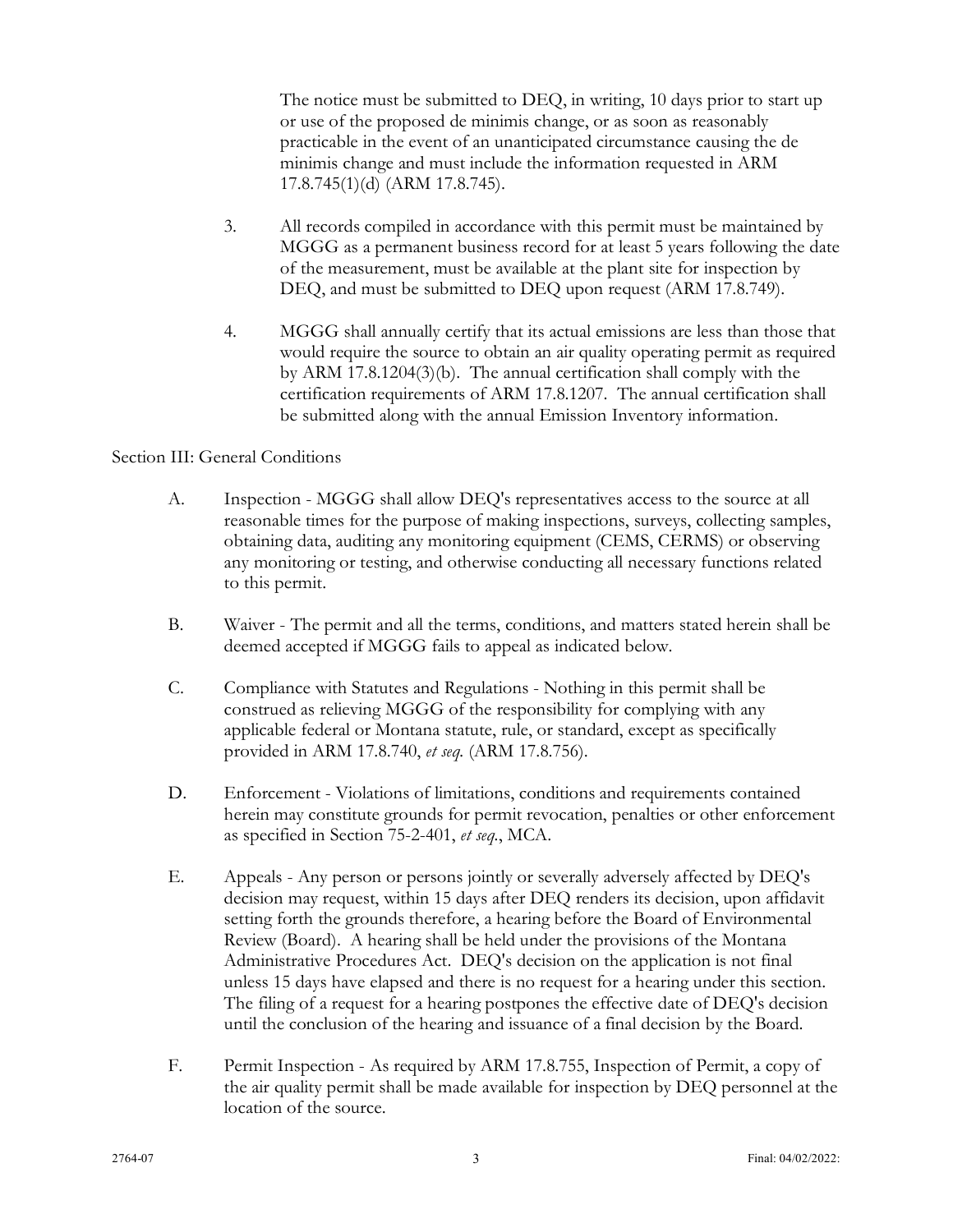The notice must be submitted to DEQ, in writing, 10 days prior to start up or use of the proposed de minimis change, or as soon as reasonably practicable in the event of an unanticipated circumstance causing the de minimis change and must include the information requested in ARM 17.8.745(1)(d) (ARM 17.8.745).

3. All records compiled in accordance with this permit must be maintained by MGGG as a permanent business record for at least 5 years following the date of the measurement, must be available at the plant site for inspection by DEQ, and must be submitted to DEQ upon request (ARM 17.8.749).

4. MGGG shall annually certify that its actual emissions are less than those that would require the source to obtain an air quality operating permit as required by ARM 17.8.1204(3)(b). The annual certification shall comply with the certification requirements of ARM 17.8.1207. The annual certification shall be submitted along with the annual Emission Inventory information.

Section III: General Conditions

A. Inspection - MGGG shall allow DEQ's representatives access to the source at all reasonable times for the purpose of making inspections, surveys, collecting samples, obtaining data, auditing any monitoring equipment (CEMS, CERMS) or observing any monitoring or testing, and otherwise conducting all necessary functions related to this permit.

B. Waiver - The permit and all the terms, conditions, and matters stated herein shall be deemed accepted if MGGG fails to appeal as indicated below.

C. Compliance with Statutes and Regulations - Nothing in this permit shall be construed as relieving MGGG of the responsibility for complying with any applicable federal or Montana statute, rule, or standard, except as specifically provided in ARM 17.8.740, *et seq.* (ARM 17.8.756).

D. Enforcement - Violations of limitations, conditions and requirements contained herein may constitute grounds for permit revocation, penalties or other enforcement as specified in Section 75-2-401, *et seq.*, MCA.

E. Appeals - Any person or persons jointly or severally adversely affected by DEQ's decision may request, within 15 days after DEQ renders its decision, upon affidavit setting forth the grounds therefore, a hearing before the Board of Environmental Review (Board). A hearing shall be held under the provisions of the Montana Administrative Procedures Act. DEQ's decision on the application is not final unless 15 days have elapsed and there is no request for a hearing under this section. The filing of a request for a hearing postpones the effective date of DEQ's decision until the conclusion of the hearing and issuance of a final decision by the Board.

F. Permit Inspection - As required by ARM 17.8.755, Inspection of Permit, a copy of the air quality permit shall be made available for inspection by DEQ personnel at the location of the source.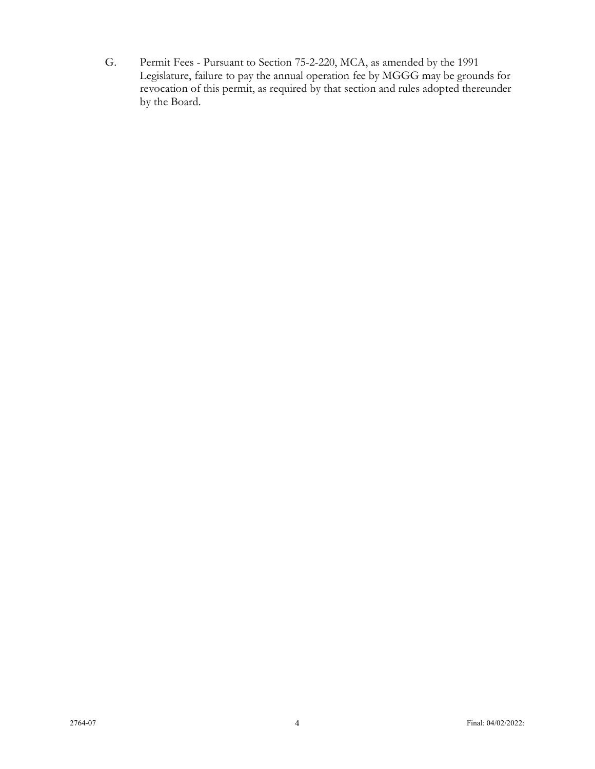G. Permit Fees - Pursuant to Section 75-2-220, MCA, as amended by the 1991 Legislature, failure to pay the annual operation fee by MGGG may be grounds for revocation of this permit, as required by that section and rules adopted thereunder by the Board.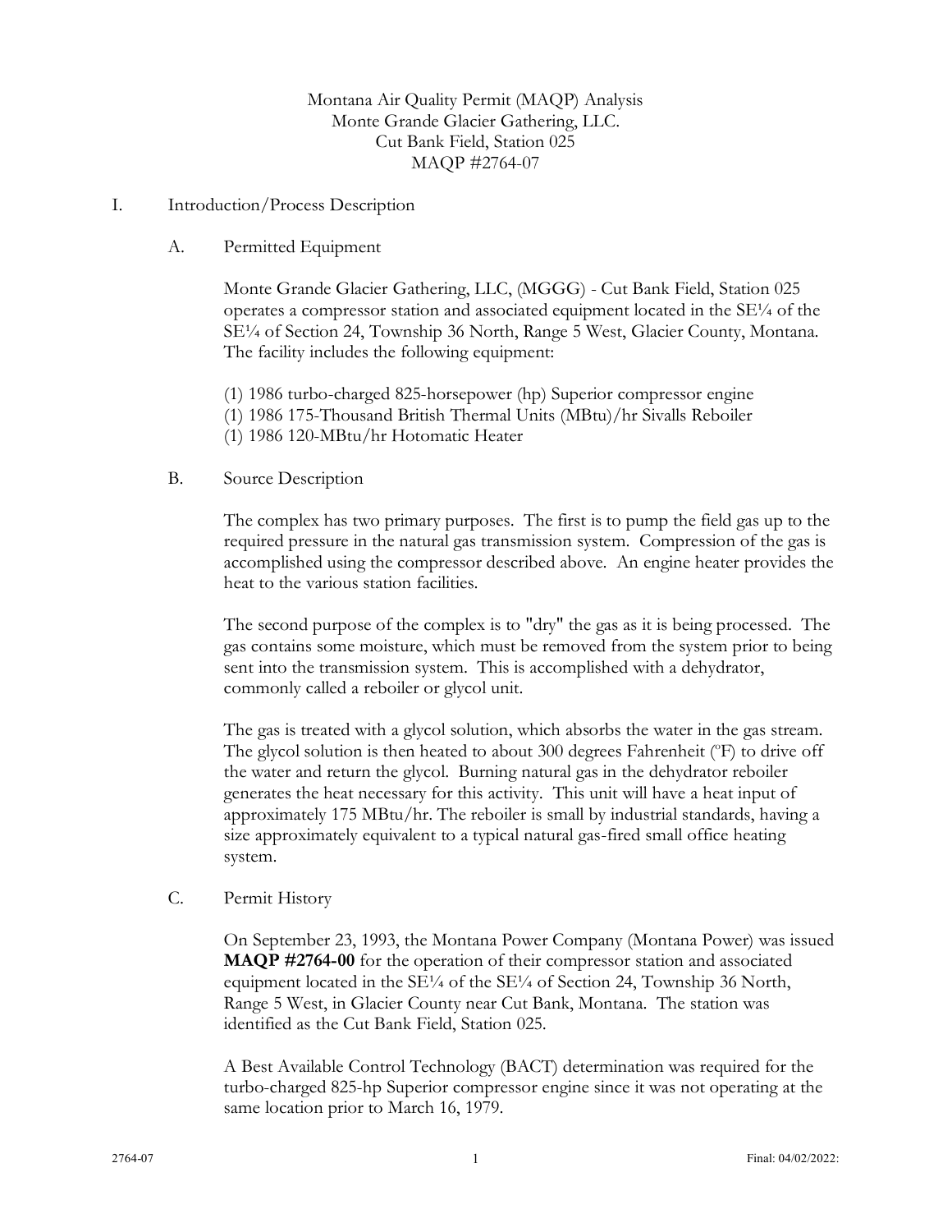Montana Air Quality Permit (MAQP) Analysis
Monte Grande Glacier Gathering, LLC.
Cut Bank Field, Station 025
MAQP #2764-07

## I. Introduction/Process Description

### A. Permitted Equipment

Monte Grande Glacier Gathering, LLC, (MGGG) - Cut Bank Field, Station 025 operates a compressor station and associated equipment located in the SE¼ of the SE¼ of Section 24, Township 36 North, Range 5 West, Glacier County, Montana. The facility includes the following equipment:

(1) 1986 turbo-charged 825-horsepower (hp) Superior compressor engine
(1) 1986 175-Thousand British Thermal Units (MBtu)/hr Sivalls Reboiler
(1) 1986 120-MBtu/hr Hotomatic Heater

### B. Source Description

The complex has two primary purposes. The first is to pump the field gas up to the required pressure in the natural gas transmission system. Compression of the gas is accomplished using the compressor described above. An engine heater provides the heat to the various station facilities.

The second purpose of the complex is to "dry" the gas as it is being processed. The gas contains some moisture, which must be removed from the system prior to being sent into the transmission system. This is accomplished with a dehydrator, commonly called a reboiler or glycol unit.

The gas is treated with a glycol solution, which absorbs the water in the gas stream. The glycol solution is then heated to about 300 degrees Fahrenheit (ºF) to drive off the water and return the glycol. Burning natural gas in the dehydrator reboiler generates the heat necessary for this activity. This unit will have a heat input of approximately 175 MBtu/hr. The reboiler is small by industrial standards, having a size approximately equivalent to a typical natural gas-fired small office heating system.

### C. Permit History

On September 23, 1993, the Montana Power Company (Montana Power) was issued **MAQP #2764-00** for the operation of their compressor station and associated equipment located in the SE¼ of the SE¼ of Section 24, Township 36 North, Range 5 West, in Glacier County near Cut Bank, Montana. The station was identified as the Cut Bank Field, Station 025.

A Best Available Control Technology (BACT) determination was required for the turbo-charged 825-hp Superior compressor engine since it was not operating at the same location prior to March 16, 1979.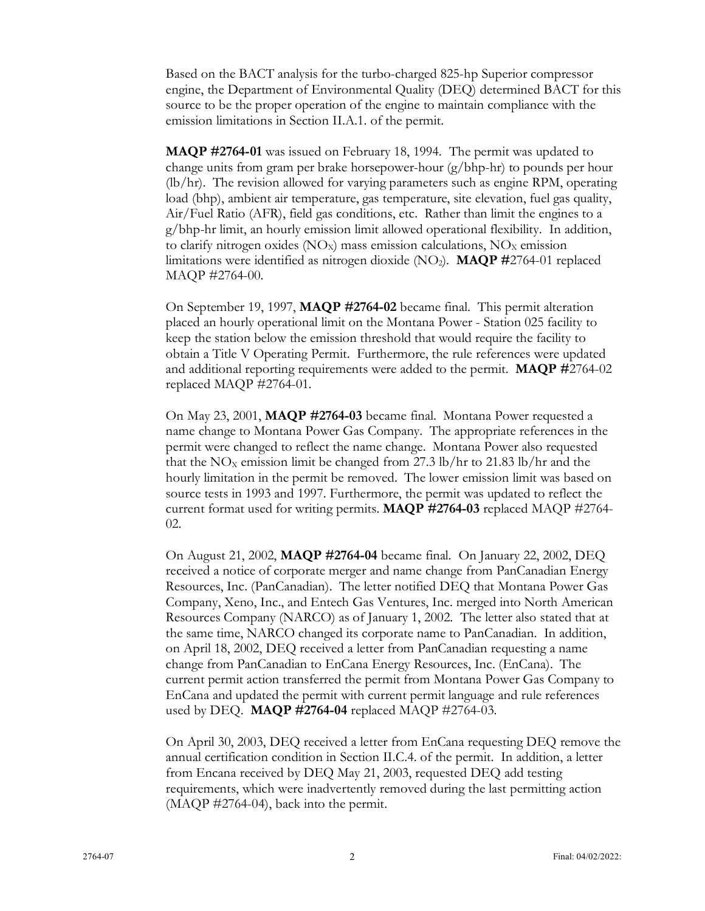Based on the BACT analysis for the turbo-charged 825-hp Superior compressor engine, the Department of Environmental Quality (DEQ) determined BACT for this source to be the proper operation of the engine to maintain compliance with the emission limitations in Section II.A.1. of the permit.

**MAQP #2764-01** was issued on February 18, 1994. The permit was updated to change units from gram per brake horsepower-hour (g/bhp-hr) to pounds per hour (lb/hr). The revision allowed for varying parameters such as engine RPM, operating load (bhp), ambient air temperature, gas temperature, site elevation, fuel gas quality, Air/Fuel Ratio (AFR), field gas conditions, etc. Rather than limit the engines to a g/bhp-hr limit, an hourly emission limit allowed operational flexibility. In addition, to clarify nitrogen oxides ($NO_X$) mass emission calculations, $NO_X$ emission limitations were identified as nitrogen dioxide ($NO_2$). **MAQP #**2764-01 replaced MAQP #2764-00.

On September 19, 1997, **MAQP #2764-02** became final. This permit alteration placed an hourly operational limit on the Montana Power - Station 025 facility to keep the station below the emission threshold that would require the facility to obtain a Title V Operating Permit. Furthermore, the rule references were updated and additional reporting requirements were added to the permit. **MAQP #**2764-02 replaced MAQP #2764-01.

On May 23, 2001, **MAQP #2764-03** became final. Montana Power requested a name change to Montana Power Gas Company. The appropriate references in the permit were changed to reflect the name change. Montana Power also requested that the $NO_X$ emission limit be changed from 27.3 lb/hr to 21.83 lb/hr and the hourly limitation in the permit be removed. The lower emission limit was based on source tests in 1993 and 1997. Furthermore, the permit was updated to reflect the current format used for writing permits. **MAQP #2764-03** replaced MAQP #2764-02.

On August 21, 2002, **MAQP #2764-04** became final. On January 22, 2002, DEQ received a notice of corporate merger and name change from PanCanadian Energy Resources, Inc. (PanCanadian). The letter notified DEQ that Montana Power Gas Company, Xeno, Inc., and Entech Gas Ventures, Inc. merged into North American Resources Company (NARCO) as of January 1, 2002. The letter also stated that at the same time, NARCO changed its corporate name to PanCanadian. In addition, on April 18, 2002, DEQ received a letter from PanCanadian requesting a name change from PanCanadian to EnCana Energy Resources, Inc. (EnCana). The current permit action transferred the permit from Montana Power Gas Company to EnCana and updated the permit with current permit language and rule references used by DEQ. **MAQP #2764-04** replaced MAQP #2764-03.

On April 30, 2003, DEQ received a letter from EnCana requesting DEQ remove the annual certification condition in Section II.C.4. of the permit. In addition, a letter from Encana received by DEQ May 21, 2003, requested DEQ add testing requirements, which were inadvertently removed during the last permitting action (MAQP #2764-04), back into the permit.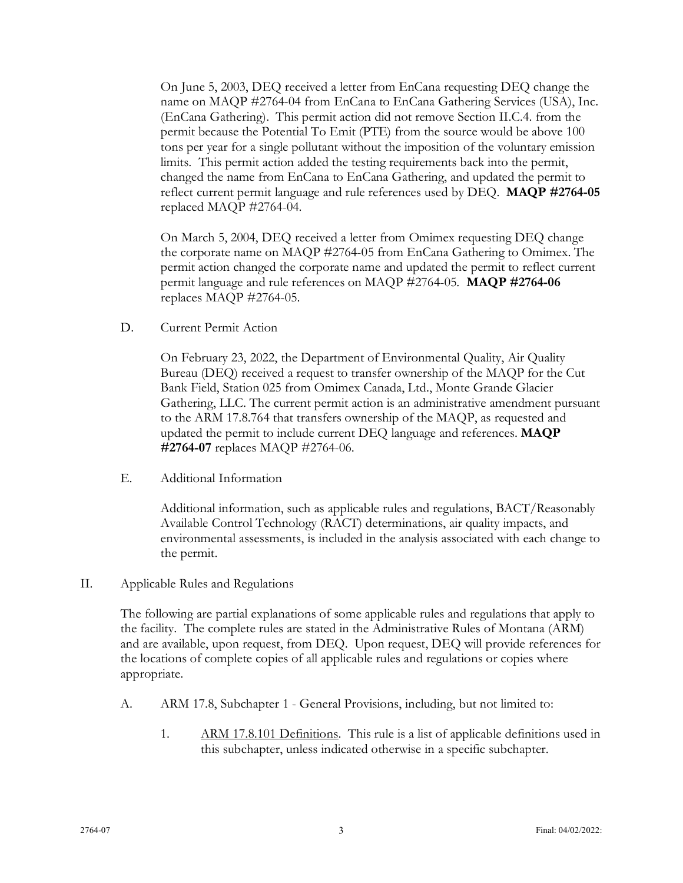On June 5, 2003, DEQ received a letter from EnCana requesting DEQ change the name on MAQP #2764-04 from EnCana to EnCana Gathering Services (USA), Inc. (EnCana Gathering). This permit action did not remove Section II.C.4. from the permit because the Potential To Emit (PTE) from the source would be above 100 tons per year for a single pollutant without the imposition of the voluntary emission limits. This permit action added the testing requirements back into the permit, changed the name from EnCana to EnCana Gathering, and updated the permit to reflect current permit language and rule references used by DEQ. **MAQP #2764-05** replaced MAQP #2764-04.

On March 5, 2004, DEQ received a letter from Omimex requesting DEQ change the corporate name on MAQP #2764-05 from EnCana Gathering to Omimex. The permit action changed the corporate name and updated the permit to reflect current permit language and rule references on MAQP #2764-05. **MAQP #2764-06** replaces MAQP #2764-05.

D. Current Permit Action

On February 23, 2022, the Department of Environmental Quality, Air Quality Bureau (DEQ) received a request to transfer ownership of the MAQP for the Cut Bank Field, Station 025 from Omimex Canada, Ltd., Monte Grande Glacier Gathering, LLC. The current permit action is an administrative amendment pursuant to the ARM 17.8.764 that transfers ownership of the MAQP, as requested and updated the permit to include current DEQ language and references. **MAQP #2764-07** replaces MAQP #2764-06.

E. Additional Information

Additional information, such as applicable rules and regulations, BACT/Reasonably Available Control Technology (RACT) determinations, air quality impacts, and environmental assessments, is included in the analysis associated with each change to the permit.

II. Applicable Rules and Regulations

The following are partial explanations of some applicable rules and regulations that apply to the facility. The complete rules are stated in the Administrative Rules of Montana (ARM) and are available, upon request, from DEQ. Upon request, DEQ will provide references for the locations of complete copies of all applicable rules and regulations or copies where appropriate.

A. ARM 17.8, Subchapter 1 - General Provisions, including, but not limited to:

1. ARM 17.8.101 Definitions. This rule is a list of applicable definitions used in this subchapter, unless indicated otherwise in a specific subchapter.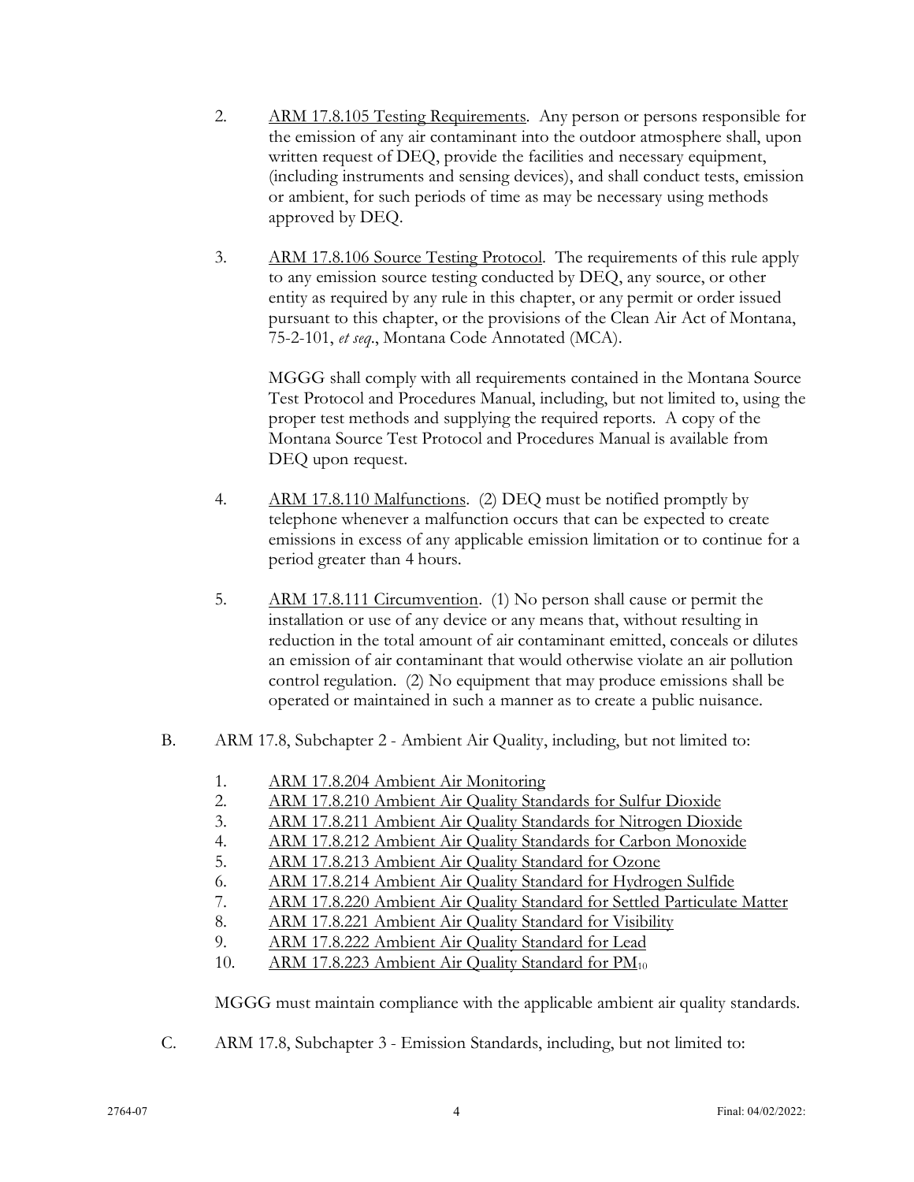2. ARM 17.8.105 Testing Requirements. Any person or persons responsible for the emission of any air contaminant into the outdoor atmosphere shall, upon written request of DEQ, provide the facilities and necessary equipment, (including instruments and sensing devices), and shall conduct tests, emission or ambient, for such periods of time as may be necessary using methods approved by DEQ.

3. ARM 17.8.106 Source Testing Protocol. The requirements of this rule apply to any emission source testing conducted by DEQ, any source, or other entity as required by any rule in this chapter, or any permit or order issued pursuant to this chapter, or the provisions of the Clean Air Act of Montana, 75-2-101, *et seq*., Montana Code Annotated (MCA).

   MGGG shall comply with all requirements contained in the Montana Source Test Protocol and Procedures Manual, including, but not limited to, using the proper test methods and supplying the required reports. A copy of the Montana Source Test Protocol and Procedures Manual is available from DEQ upon request.

4. ARM 17.8.110 Malfunctions. (2) DEQ must be notified promptly by telephone whenever a malfunction occurs that can be expected to create emissions in excess of any applicable emission limitation or to continue for a period greater than 4 hours.

5. ARM 17.8.111 Circumvention. (1) No person shall cause or permit the installation or use of any device or any means that, without resulting in reduction in the total amount of air contaminant emitted, conceals or dilutes an emission of air contaminant that would otherwise violate an air pollution control regulation. (2) No equipment that may produce emissions shall be operated or maintained in such a manner as to create a public nuisance.

B. ARM 17.8, Subchapter 2 - Ambient Air Quality, including, but not limited to:

   1. ARM 17.8.204 Ambient Air Monitoring
   2. ARM 17.8.210 Ambient Air Quality Standards for Sulfur Dioxide
   3. ARM 17.8.211 Ambient Air Quality Standards for Nitrogen Dioxide
   4. ARM 17.8.212 Ambient Air Quality Standards for Carbon Monoxide
   5. ARM 17.8.213 Ambient Air Quality Standard for Ozone
   6. ARM 17.8.214 Ambient Air Quality Standard for Hydrogen Sulfide
   7. ARM 17.8.220 Ambient Air Quality Standard for Settled Particulate Matter
   8. ARM 17.8.221 Ambient Air Quality Standard for Visibility
   9. ARM 17.8.222 Ambient Air Quality Standard for Lead
   10. ARM 17.8.223 Ambient Air Quality Standard for $PM_{10}$

   MGGG must maintain compliance with the applicable ambient air quality standards.

C. ARM 17.8, Subchapter 3 - Emission Standards, including, but not limited to: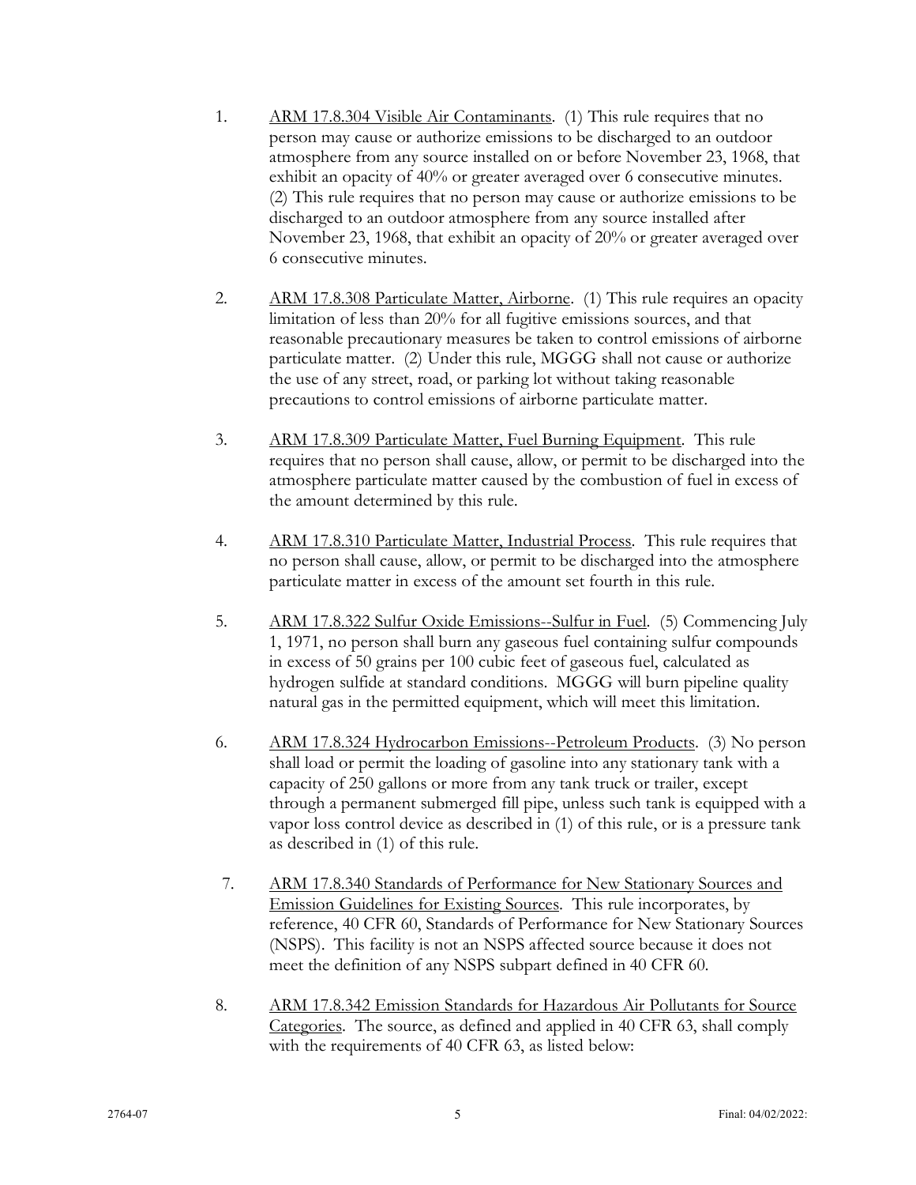1. <u>ARM 17.8.304 Visible Air Contaminants</u>. (1) This rule requires that no person may cause or authorize emissions to be discharged to an outdoor atmosphere from any source installed on or before November 23, 1968, that exhibit an opacity of 40% or greater averaged over 6 consecutive minutes. (2) This rule requires that no person may cause or authorize emissions to be discharged to an outdoor atmosphere from any source installed after November 23, 1968, that exhibit an opacity of 20% or greater averaged over 6 consecutive minutes.

2. <u>ARM 17.8.308 Particulate Matter, Airborne</u>. (1) This rule requires an opacity limitation of less than 20% for all fugitive emissions sources, and that reasonable precautionary measures be taken to control emissions of airborne particulate matter. (2) Under this rule, MGGG shall not cause or authorize the use of any street, road, or parking lot without taking reasonable precautions to control emissions of airborne particulate matter.

3. <u>ARM 17.8.309 Particulate Matter, Fuel Burning Equipment</u>. This rule requires that no person shall cause, allow, or permit to be discharged into the atmosphere particulate matter caused by the combustion of fuel in excess of the amount determined by this rule.

4. <u>ARM 17.8.310 Particulate Matter, Industrial Process</u>. This rule requires that no person shall cause, allow, or permit to be discharged into the atmosphere particulate matter in excess of the amount set fourth in this rule.

5. <u>ARM 17.8.322 Sulfur Oxide Emissions--Sulfur in Fuel</u>. (5) Commencing July 1, 1971, no person shall burn any gaseous fuel containing sulfur compounds in excess of 50 grains per 100 cubic feet of gaseous fuel, calculated as hydrogen sulfide at standard conditions. MGGG will burn pipeline quality natural gas in the permitted equipment, which will meet this limitation.

6. <u>ARM 17.8.324 Hydrocarbon Emissions--Petroleum Products</u>. (3) No person shall load or permit the loading of gasoline into any stationary tank with a capacity of 250 gallons or more from any tank truck or trailer, except through a permanent submerged fill pipe, unless such tank is equipped with a vapor loss control device as described in (1) of this rule, or is a pressure tank as described in (1) of this rule.

7. <u>ARM 17.8.340 Standards of Performance for New Stationary Sources and Emission Guidelines for Existing Sources</u>. This rule incorporates, by reference, 40 CFR 60, Standards of Performance for New Stationary Sources (NSPS). This facility is not an NSPS affected source because it does not meet the definition of any NSPS subpart defined in 40 CFR 60.

8. <u>ARM 17.8.342 Emission Standards for Hazardous Air Pollutants for Source Categories</u>. The source, as defined and applied in 40 CFR 63, shall comply with the requirements of 40 CFR 63, as listed below: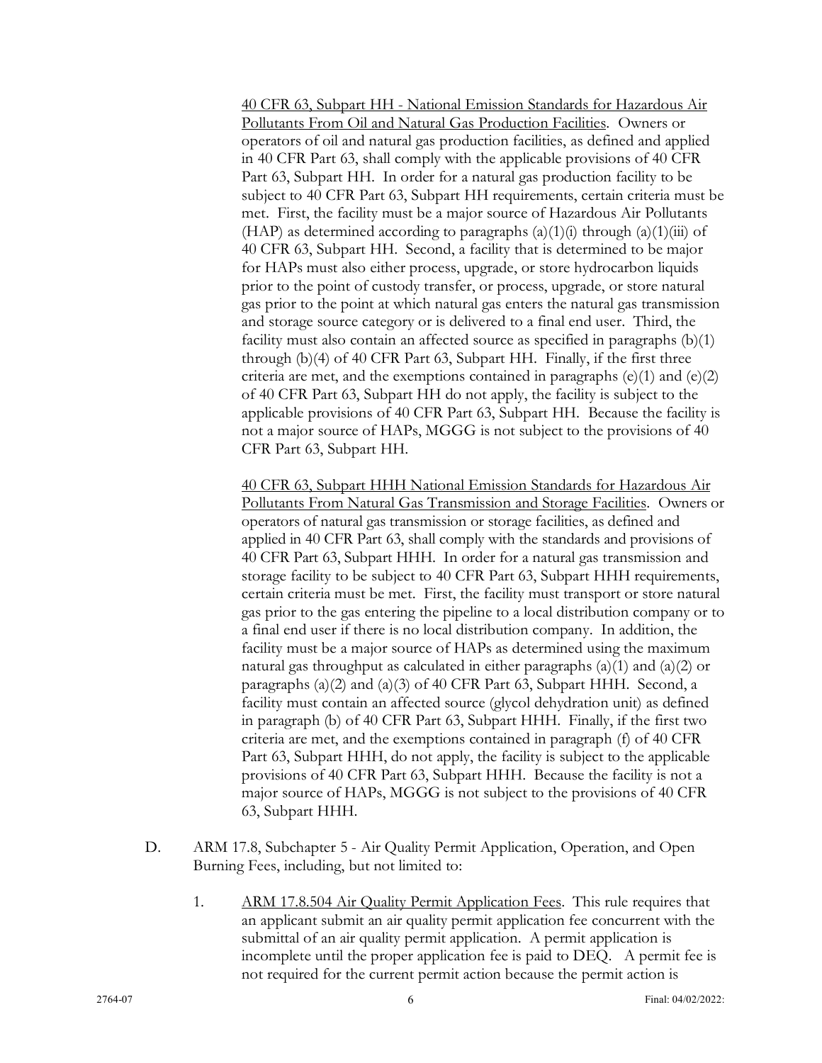<u>40 CFR 63, Subpart HH - National Emission Standards for Hazardous Air Pollutants From Oil and Natural Gas Production Facilities</u>. Owners or operators of oil and natural gas production facilities, as defined and applied in 40 CFR Part 63, shall comply with the applicable provisions of 40 CFR Part 63, Subpart HH. In order for a natural gas production facility to be subject to 40 CFR Part 63, Subpart HH requirements, certain criteria must be met. First, the facility must be a major source of Hazardous Air Pollutants (HAP) as determined according to paragraphs (a)(1)(i) through (a)(1)(iii) of 40 CFR 63, Subpart HH. Second, a facility that is determined to be major for HAPs must also either process, upgrade, or store hydrocarbon liquids prior to the point of custody transfer, or process, upgrade, or store natural gas prior to the point at which natural gas enters the natural gas transmission and storage source category or is delivered to a final end user. Third, the facility must also contain an affected source as specified in paragraphs (b)(1) through (b)(4) of 40 CFR Part 63, Subpart HH. Finally, if the first three criteria are met, and the exemptions contained in paragraphs (e)(1) and (e)(2) of 40 CFR Part 63, Subpart HH do not apply, the facility is subject to the applicable provisions of 40 CFR Part 63, Subpart HH. Because the facility is not a major source of HAPs, MGGG is not subject to the provisions of 40 CFR Part 63, Subpart HH.

<u>40 CFR 63, Subpart HHH National Emission Standards for Hazardous Air Pollutants From Natural Gas Transmission and Storage Facilities</u>. Owners or operators of natural gas transmission or storage facilities, as defined and applied in 40 CFR Part 63, shall comply with the standards and provisions of 40 CFR Part 63, Subpart HHH. In order for a natural gas transmission and storage facility to be subject to 40 CFR Part 63, Subpart HHH requirements, certain criteria must be met. First, the facility must transport or store natural gas prior to the gas entering the pipeline to a local distribution company or to a final end user if there is no local distribution company. In addition, the facility must be a major source of HAPs as determined using the maximum natural gas throughput as calculated in either paragraphs (a)(1) and (a)(2) or paragraphs (a)(2) and (a)(3) of 40 CFR Part 63, Subpart HHH. Second, a facility must contain an affected source (glycol dehydration unit) as defined in paragraph (b) of 40 CFR Part 63, Subpart HHH. Finally, if the first two criteria are met, and the exemptions contained in paragraph (f) of 40 CFR Part 63, Subpart HHH, do not apply, the facility is subject to the applicable provisions of 40 CFR Part 63, Subpart HHH. Because the facility is not a major source of HAPs, MGGG is not subject to the provisions of 40 CFR 63, Subpart HHH.

D. ARM 17.8, Subchapter 5 - Air Quality Permit Application, Operation, and Open Burning Fees, including, but not limited to:

1. <u>ARM 17.8.504 Air Quality Permit Application Fees</u>. This rule requires that an applicant submit an air quality permit application fee concurrent with the submittal of an air quality permit application. A permit application is incomplete until the proper application fee is paid to DEQ. A permit fee is not required for the current permit action because the permit action is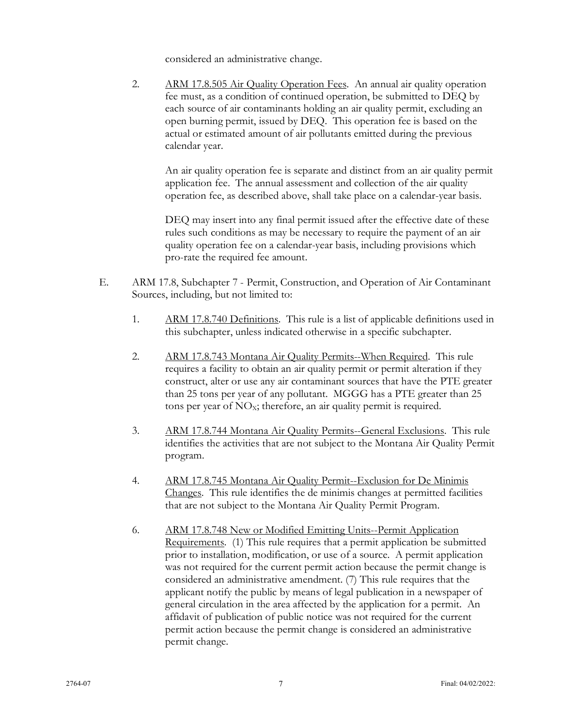considered an administrative change.

2. ARM 17.8.505 Air Quality Operation Fees. An annual air quality operation fee must, as a condition of continued operation, be submitted to DEQ by each source of air contaminants holding an air quality permit, excluding an open burning permit, issued by DEQ. This operation fee is based on the actual or estimated amount of air pollutants emitted during the previous calendar year.

   An air quality operation fee is separate and distinct from an air quality permit application fee. The annual assessment and collection of the air quality operation fee, as described above, shall take place on a calendar-year basis.

   DEQ may insert into any final permit issued after the effective date of these rules such conditions as may be necessary to require the payment of an air quality operation fee on a calendar-year basis, including provisions which pro-rate the required fee amount.

E. ARM 17.8, Subchapter 7 - Permit, Construction, and Operation of Air Contaminant Sources, including, but not limited to:

1. ARM 17.8.740 Definitions. This rule is a list of applicable definitions used in this subchapter, unless indicated otherwise in a specific subchapter.

2. ARM 17.8.743 Montana Air Quality Permits--When Required. This rule requires a facility to obtain an air quality permit or permit alteration if they construct, alter or use any air contaminant sources that have the PTE greater than 25 tons per year of any pollutant. MGGG has a PTE greater than 25 tons per year of $NO_X$; therefore, an air quality permit is required.

3. ARM 17.8.744 Montana Air Quality Permits--General Exclusions. This rule identifies the activities that are not subject to the Montana Air Quality Permit program.

4. ARM 17.8.745 Montana Air Quality Permit--Exclusion for De Minimis Changes. This rule identifies the de minimis changes at permitted facilities that are not subject to the Montana Air Quality Permit Program.

6. ARM 17.8.748 New or Modified Emitting Units--Permit Application Requirements. (1) This rule requires that a permit application be submitted prior to installation, modification, or use of a source. A permit application was not required for the current permit action because the permit change is considered an administrative amendment. (7) This rule requires that the applicant notify the public by means of legal publication in a newspaper of general circulation in the area affected by the application for a permit. An affidavit of publication of public notice was not required for the current permit action because the permit change is considered an administrative permit change.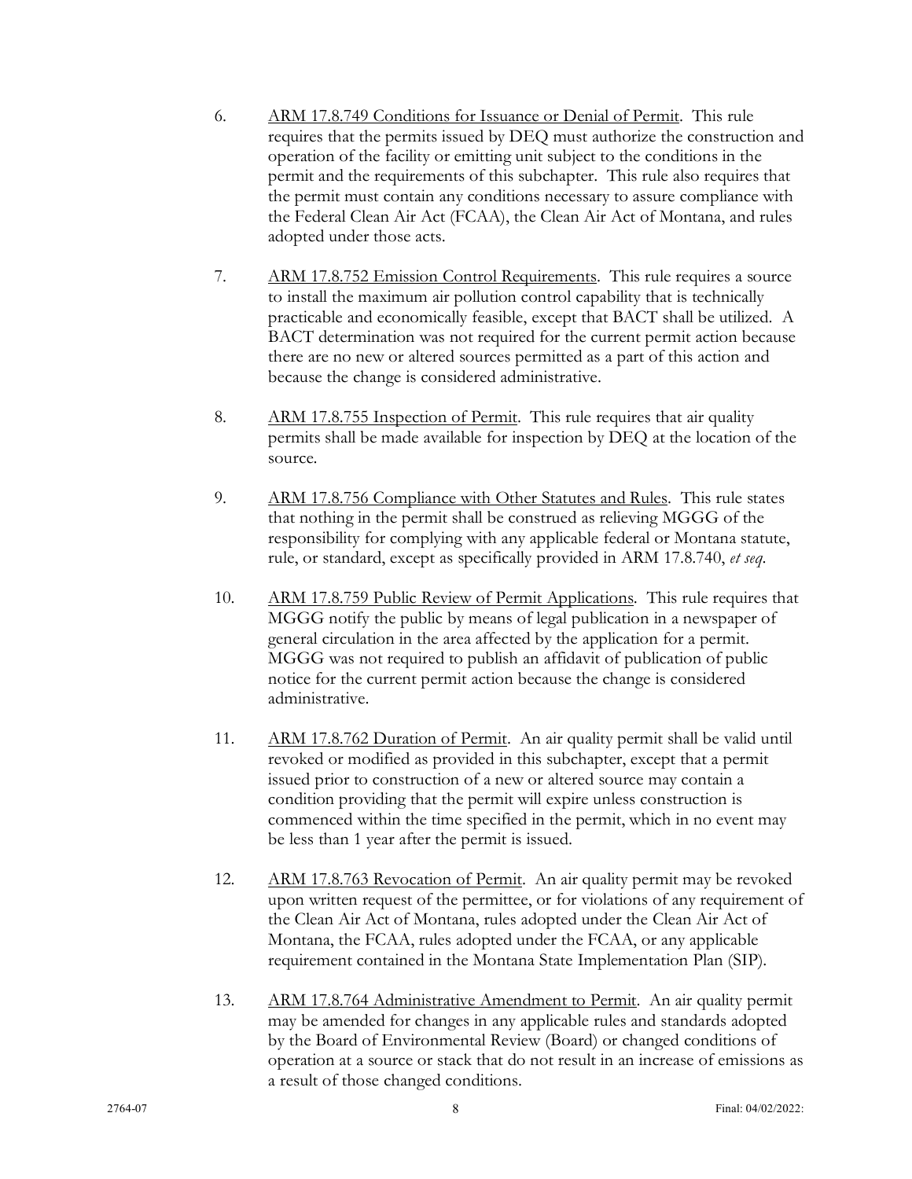6. ARM 17.8.749 Conditions for Issuance or Denial of Permit. This rule requires that the permits issued by DEQ must authorize the construction and operation of the facility or emitting unit subject to the conditions in the permit and the requirements of this subchapter. This rule also requires that the permit must contain any conditions necessary to assure compliance with the Federal Clean Air Act (FCAA), the Clean Air Act of Montana, and rules adopted under those acts.

7. ARM 17.8.752 Emission Control Requirements. This rule requires a source to install the maximum air pollution control capability that is technically practicable and economically feasible, except that BACT shall be utilized. A BACT determination was not required for the current permit action because there are no new or altered sources permitted as a part of this action and because the change is considered administrative.

8. ARM 17.8.755 Inspection of Permit. This rule requires that air quality permits shall be made available for inspection by DEQ at the location of the source.

9. ARM 17.8.756 Compliance with Other Statutes and Rules. This rule states that nothing in the permit shall be construed as relieving MGGG of the responsibility for complying with any applicable federal or Montana statute, rule, or standard, except as specifically provided in ARM 17.8.740, *et seq*.

10. ARM 17.8.759 Public Review of Permit Applications. This rule requires that MGGG notify the public by means of legal publication in a newspaper of general circulation in the area affected by the application for a permit. MGGG was not required to publish an affidavit of publication of public notice for the current permit action because the change is considered administrative.

11. ARM 17.8.762 Duration of Permit. An air quality permit shall be valid until revoked or modified as provided in this subchapter, except that a permit issued prior to construction of a new or altered source may contain a condition providing that the permit will expire unless construction is commenced within the time specified in the permit, which in no event may be less than 1 year after the permit is issued.

12. ARM 17.8.763 Revocation of Permit. An air quality permit may be revoked upon written request of the permittee, or for violations of any requirement of the Clean Air Act of Montana, rules adopted under the Clean Air Act of Montana, the FCAA, rules adopted under the FCAA, or any applicable requirement contained in the Montana State Implementation Plan (SIP).

13. ARM 17.8.764 Administrative Amendment to Permit. An air quality permit may be amended for changes in any applicable rules and standards adopted by the Board of Environmental Review (Board) or changed conditions of operation at a source or stack that do not result in an increase of emissions as a result of those changed conditions.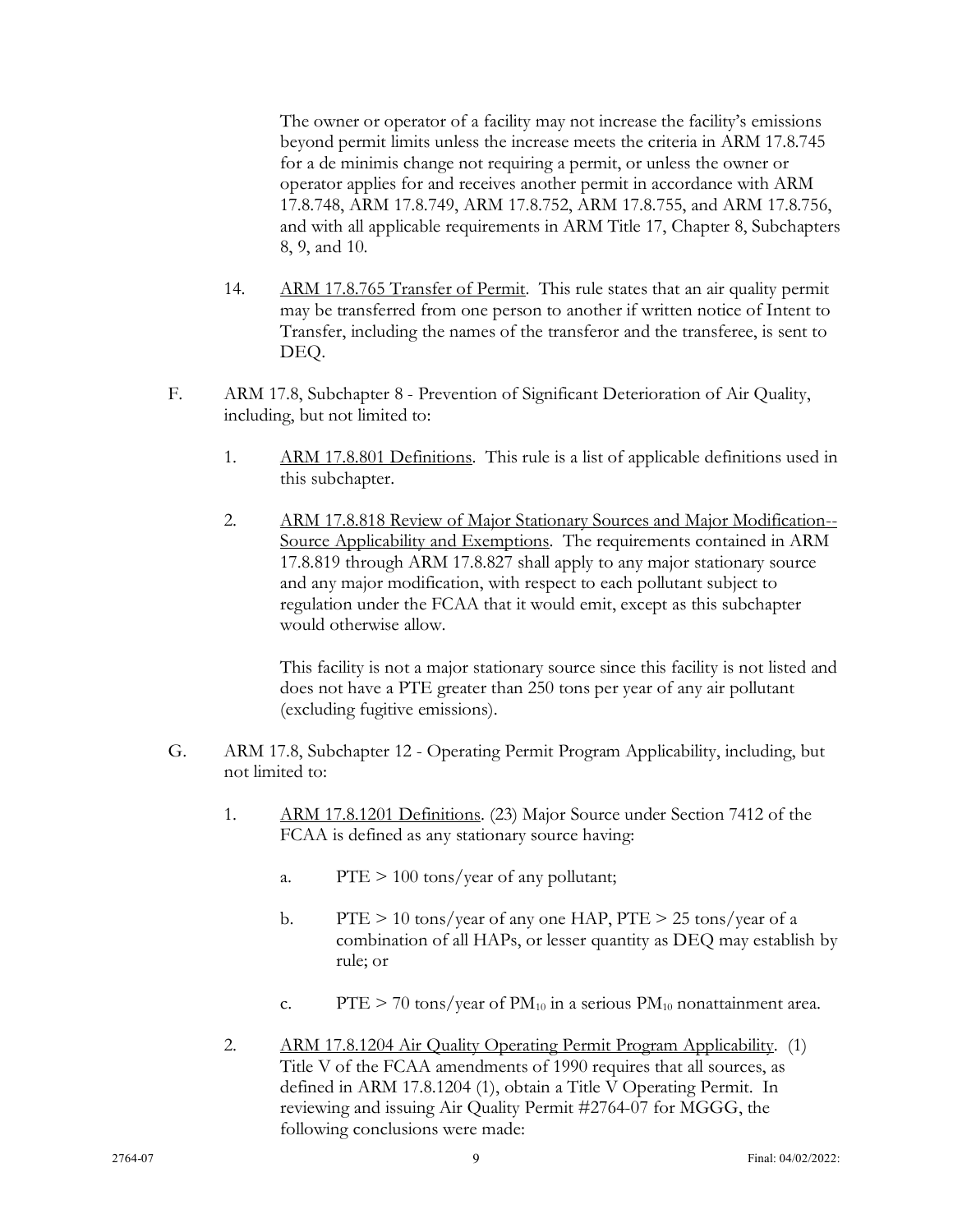The owner or operator of a facility may not increase the facility's emissions beyond permit limits unless the increase meets the criteria in ARM 17.8.745 for a de minimis change not requiring a permit, or unless the owner or operator applies for and receives another permit in accordance with ARM 17.8.748, ARM 17.8.749, ARM 17.8.752, ARM 17.8.755, and ARM 17.8.756, and with all applicable requirements in ARM Title 17, Chapter 8, Subchapters 8, 9, and 10.

14. ARM 17.8.765 Transfer of Permit. This rule states that an air quality permit may be transferred from one person to another if written notice of Intent to Transfer, including the names of the transferor and the transferee, is sent to DEQ.

F. ARM 17.8, Subchapter 8 - Prevention of Significant Deterioration of Air Quality, including, but not limited to:

1. ARM 17.8.801 Definitions. This rule is a list of applicable definitions used in this subchapter.

2. ARM 17.8.818 Review of Major Stationary Sources and Major Modification--Source Applicability and Exemptions. The requirements contained in ARM 17.8.819 through ARM 17.8.827 shall apply to any major stationary source and any major modification, with respect to each pollutant subject to regulation under the FCAA that it would emit, except as this subchapter would otherwise allow.

   This facility is not a major stationary source since this facility is not listed and does not have a PTE greater than 250 tons per year of any air pollutant (excluding fugitive emissions).

G. ARM 17.8, Subchapter 12 - Operating Permit Program Applicability, including, but not limited to:

1. ARM 17.8.1201 Definitions. (23) Major Source under Section 7412 of the FCAA is defined as any stationary source having:

   a. PTE > 100 tons/year of any pollutant;

   b. PTE > 10 tons/year of any one HAP, PTE > 25 tons/year of a combination of all HAPs, or lesser quantity as DEQ may establish by rule; or

   c. PTE > 70 tons/year of $PM_{10}$ in a serious $PM_{10}$ nonattainment area.

2. ARM 17.8.1204 Air Quality Operating Permit Program Applicability. (1) Title V of the FCAA amendments of 1990 requires that all sources, as defined in ARM 17.8.1204 (1), obtain a Title V Operating Permit. In reviewing and issuing Air Quality Permit #2764-07 for MGGG, the following conclusions were made: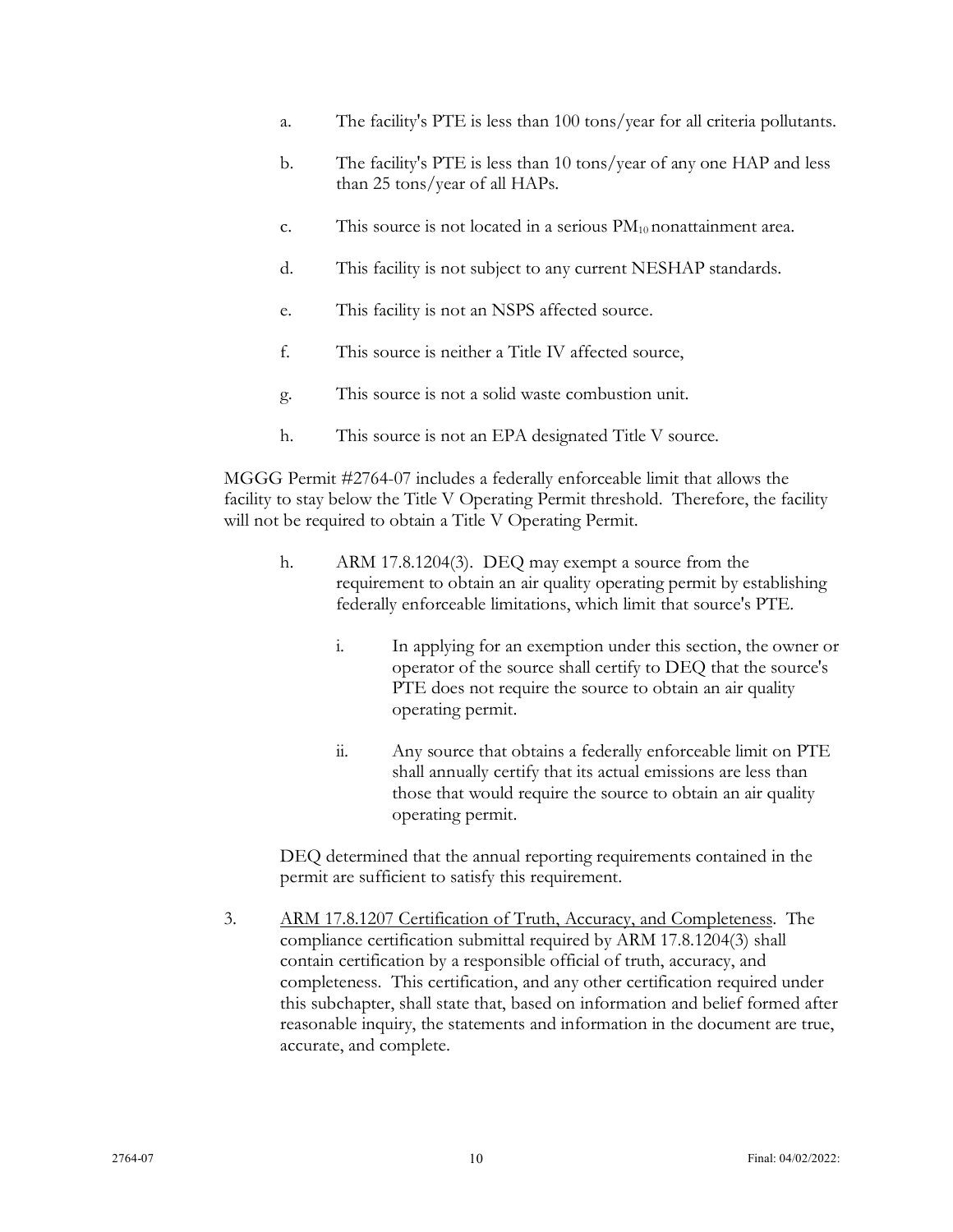a. The facility's PTE is less than 100 tons/year for all criteria pollutants.

b. The facility's PTE is less than 10 tons/year of any one HAP and less than 25 tons/year of all HAPs.

c. This source is not located in a serious $PM_{10}$ nonattainment area.

d. This facility is not subject to any current NESHAP standards.

e. This facility is not an NSPS affected source.

f. This source is neither a Title IV affected source,

g. This source is not a solid waste combustion unit.

h. This source is not an EPA designated Title V source.

MGGG Permit #2764-07 includes a federally enforceable limit that allows the facility to stay below the Title V Operating Permit threshold. Therefore, the facility will not be required to obtain a Title V Operating Permit.

h. ARM 17.8.1204(3). DEQ may exempt a source from the requirement to obtain an air quality operating permit by establishing federally enforceable limitations, which limit that source's PTE.

   i. In applying for an exemption under this section, the owner or operator of the source shall certify to DEQ that the source's PTE does not require the source to obtain an air quality operating permit.

   ii. Any source that obtains a federally enforceable limit on PTE shall annually certify that its actual emissions are less than those that would require the source to obtain an air quality operating permit.

DEQ determined that the annual reporting requirements contained in the permit are sufficient to satisfy this requirement.

3. ARM 17.8.1207 Certification of Truth, Accuracy, and Completeness. The compliance certification submittal required by ARM 17.8.1204(3) shall contain certification by a responsible official of truth, accuracy, and completeness. This certification, and any other certification required under this subchapter, shall state that, based on information and belief formed after reasonable inquiry, the statements and information in the document are true, accurate, and complete.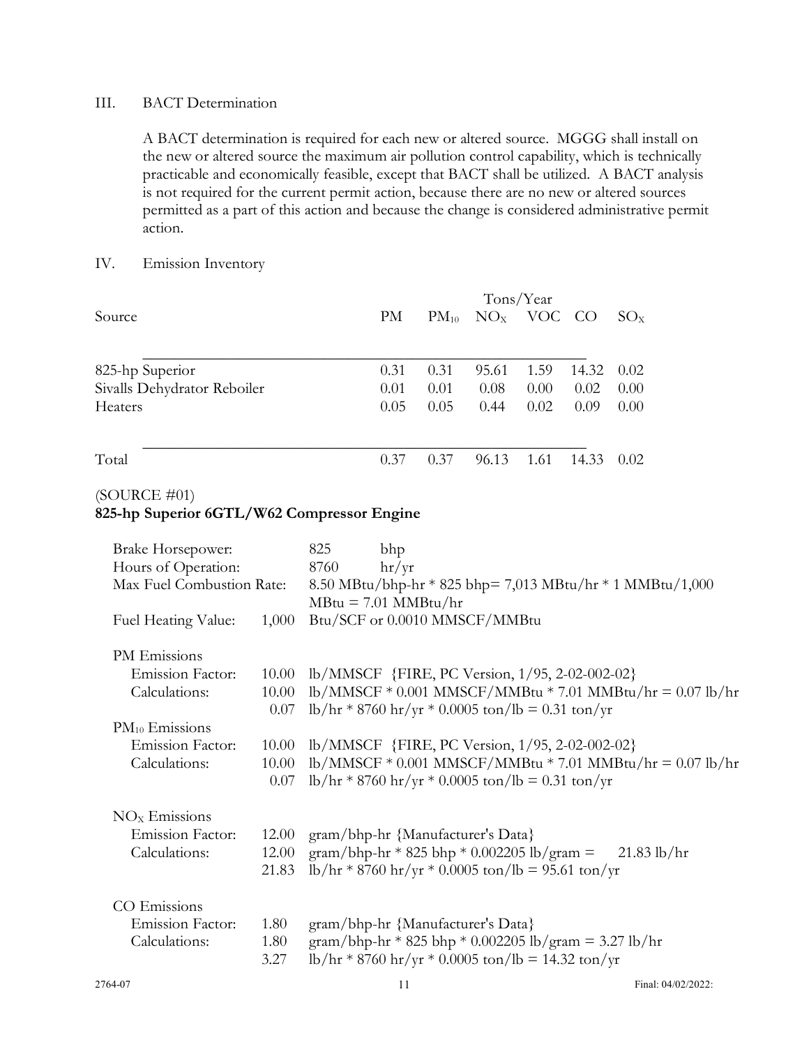III. BACT Determination

A BACT determination is required for each new or altered source. MGGG shall install on the new or altered source the maximum air pollution control capability, which is technically practicable and economically feasible, except that BACT shall be utilized. A BACT analysis is not required for the current permit action, because there are no new or altered sources permitted as a part of this action and because the change is considered administrative permit action.

IV. Emission Inventory

| Source | Tons/Year | | | | | |
|---|---|---|---|---|---|---|
| | PM | $PM_{10}$ | $NO_X$ | VOC | CO | $SO_X$ |
| 825-hp Superior | 0.31 | 0.31 | 95.61 | 1.59 | 14.32 | 0.02 |
| Sivalls Dehydrator Reboiler | 0.01 | 0.01 | 0.08 | 0.00 | 0.02 | 0.00 |
| Heaters | 0.05 | 0.05 | 0.44 | 0.02 | 0.09 | 0.00 |
| Total | 0.37 | 0.37 | 96.13 | 1.61 | 14.33 | 0.02 |

(SOURCE #01)

**825-hp Superior 6GTL/W62 Compressor Engine**

Brake Horsepower: 825 bhp

Hours of Operation: 8760 hr/yr

Max Fuel Combustion Rate: 8.50 MBtu/bhp-hr * 825 bhp= 7,013 MBtu/hr * 1 MMBtu/1,000 MBtu = 7.01 MMBtu/hr

Fuel Heating Value: 1,000 Btu/SCF or 0.0010 MMSCF/MMBtu

PM Emissions
- Emission Factor: 10.00 lb/MMSCF {FIRE, PC Version, 1/95, 2-02-002-02}
- Calculations: 10.00 lb/MMSCF * 0.001 MMSCF/MMBtu * 7.01 MMBtu/hr = 0.07 lb/hr
  0.07 lb/hr * 8760 hr/yr * 0.0005 ton/lb = 0.31 ton/yr

$PM_{10}$ Emissions
- Emission Factor: 10.00 lb/MMSCF {FIRE, PC Version, 1/95, 2-02-002-02}
- Calculations: 10.00 lb/MMSCF * 0.001 MMSCF/MMBtu * 7.01 MMBtu/hr = 0.07 lb/hr
  0.07 lb/hr * 8760 hr/yr * 0.0005 ton/lb = 0.31 ton/yr

$NO_X$ Emissions
- Emission Factor: 12.00 gram/bhp-hr {Manufacturer's Data}
- Calculations: 12.00 gram/bhp-hr * 825 bhp * 0.002205 lb/gram = 21.83 lb/hr
  21.83 lb/hr * 8760 hr/yr * 0.0005 ton/lb = 95.61 ton/yr

CO Emissions
- Emission Factor: 1.80 gram/bhp-hr {Manufacturer's Data}
- Calculations: 1.80 gram/bhp-hr * 825 bhp * 0.002205 lb/gram = 3.27 lb/hr
  3.27 lb/hr * 8760 hr/yr * 0.0005 ton/lb = 14.32 ton/yr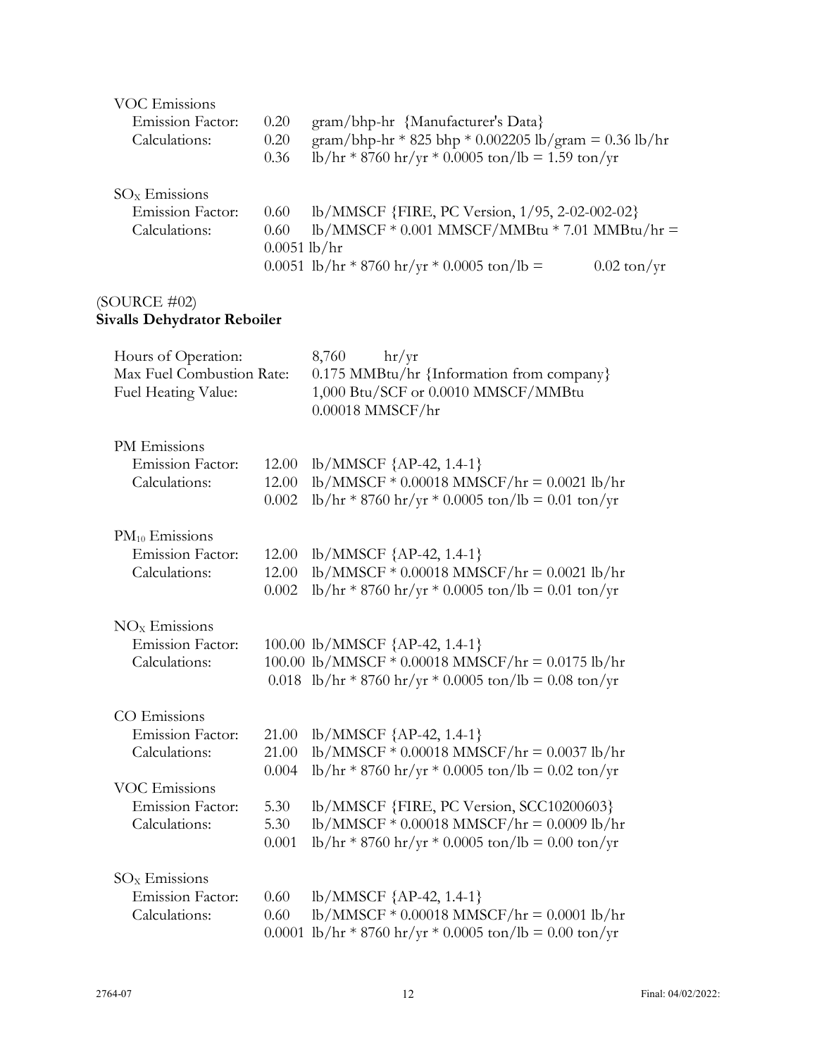VOC Emissions

| | | |
|---|---|---|
| Emission Factor: | 0.20 | gram/bhp-hr {Manufacturer's Data} |
| Calculations: | 0.20 | gram/bhp-hr * 825 bhp * 0.002205 lb/gram = 0.36 lb/hr |
| | 0.36 | lb/hr * 8760 hr/yr * 0.0005 ton/lb = 1.59 ton/yr |

$SO_X$ Emissions

| | | |
|---|---|---|
| Emission Factor: | 0.60 | lb/MMSCF {FIRE, PC Version, 1/95, 2-02-002-02} |
| Calculations: | 0.60 | lb/MMSCF * 0.001 MMSCF/MMBtu * 7.01 MMBtu/hr = 0.0051 lb/hr |
| | 0.0051 | lb/hr * 8760 hr/yr * 0.0005 ton/lb = 0.02 ton/yr |

(SOURCE #02)

**Sivalls Dehydrator Reboiler**

| | |
|---|---|
| Hours of Operation: | 8,760 hr/yr |
| Max Fuel Combustion Rate: | 0.175 MMBtu/hr {Information from company} |
| Fuel Heating Value: | 1,000 Btu/SCF or 0.0010 MMSCF/MMBtu |
| | 0.00018 MMSCF/hr |

PM Emissions

| | | |
|---|---|---|
| Emission Factor: | 12.00 | lb/MMSCF {AP-42, 1.4-1} |
| Calculations: | 12.00 | lb/MMSCF * 0.00018 MMSCF/hr = 0.0021 lb/hr |
| | 0.002 | lb/hr * 8760 hr/yr * 0.0005 ton/lb = 0.01 ton/yr |

$PM_{10}$ Emissions

| | | |
|---|---|---|
| Emission Factor: | 12.00 | lb/MMSCF {AP-42, 1.4-1} |
| Calculations: | 12.00 | lb/MMSCF * 0.00018 MMSCF/hr = 0.0021 lb/hr |
| | 0.002 | lb/hr * 8760 hr/yr * 0.0005 ton/lb = 0.01 ton/yr |

$NO_X$ Emissions

| | | |
|---|---|---|
| Emission Factor: | 100.00 | lb/MMSCF {AP-42, 1.4-1} |
| Calculations: | 100.00 | lb/MMSCF * 0.00018 MMSCF/hr = 0.0175 lb/hr |
| | 0.018 | lb/hr * 8760 hr/yr * 0.0005 ton/lb = 0.08 ton/yr |

CO Emissions

| | | |
|---|---|---|
| Emission Factor: | 21.00 | lb/MMSCF {AP-42, 1.4-1} |
| Calculations: | 21.00 | lb/MMSCF * 0.00018 MMSCF/hr = 0.0037 lb/hr |
| | 0.004 | lb/hr * 8760 hr/yr * 0.0005 ton/lb = 0.02 ton/yr |

VOC Emissions

| | | |
|---|---|---|
| Emission Factor: | 5.30 | lb/MMSCF {FIRE, PC Version, SCC10200603} |
| Calculations: | 5.30 | lb/MMSCF * 0.00018 MMSCF/hr = 0.0009 lb/hr |
| | 0.001 | lb/hr * 8760 hr/yr * 0.0005 ton/lb = 0.00 ton/yr |

$SO_X$ Emissions

| | | |
|---|---|---|
| Emission Factor: | 0.60 | lb/MMSCF {AP-42, 1.4-1} |
| Calculations: | 0.60 | lb/MMSCF * 0.00018 MMSCF/hr = 0.0001 lb/hr |
| | 0.0001 | lb/hr * 8760 hr/yr * 0.0005 ton/lb = 0.00 ton/yr |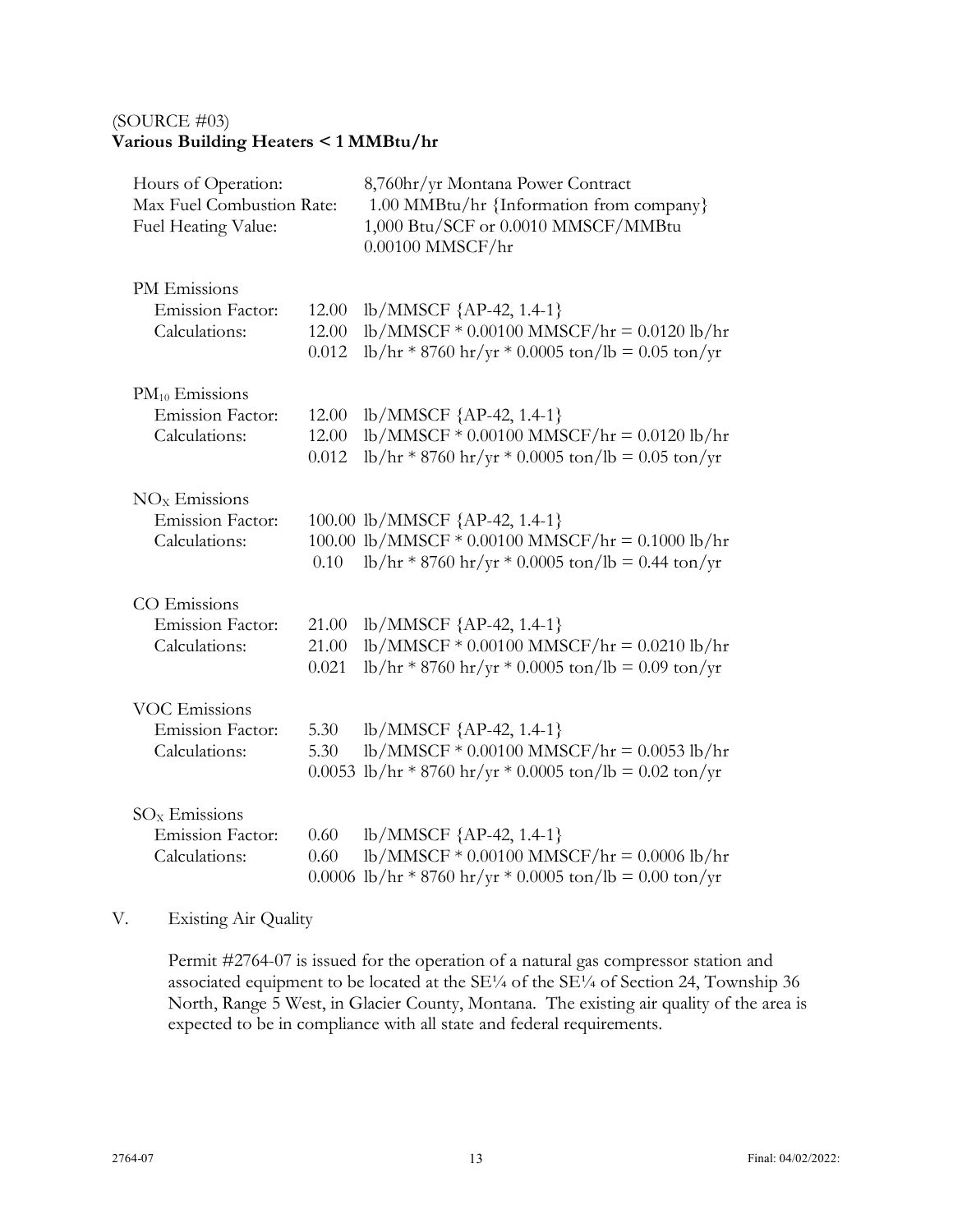(SOURCE #03)
**Various Building Heaters < 1 MMBtu/hr**

Hours of Operation: 8,760hr/yr Montana Power Contract
Max Fuel Combustion Rate: 1.00 MMBtu/hr {Information from company}
Fuel Heating Value: 1,000 Btu/SCF or 0.0010 MMSCF/MMBtu
0.00100 MMSCF/hr

PM Emissions
Emission Factor: 12.00 lb/MMSCF {AP-42, 1.4-1}
Calculations: 12.00 lb/MMSCF * 0.00100 MMSCF/hr = 0.0120 lb/hr
0.012 lb/hr * 8760 hr/yr * 0.0005 ton/lb = 0.05 ton/yr

$PM_{10}$ Emissions
Emission Factor: 12.00 lb/MMSCF {AP-42, 1.4-1}
Calculations: 12.00 lb/MMSCF * 0.00100 MMSCF/hr = 0.0120 lb/hr
0.012 lb/hr * 8760 hr/yr * 0.0005 ton/lb = 0.05 ton/yr

$NO_X$ Emissions
Emission Factor: 100.00 lb/MMSCF {AP-42, 1.4-1}
Calculations: 100.00 lb/MMSCF * 0.00100 MMSCF/hr = 0.1000 lb/hr
0.10 lb/hr * 8760 hr/yr * 0.0005 ton/lb = 0.44 ton/yr

CO Emissions
Emission Factor: 21.00 lb/MMSCF {AP-42, 1.4-1}
Calculations: 21.00 lb/MMSCF * 0.00100 MMSCF/hr = 0.0210 lb/hr
0.021 lb/hr * 8760 hr/yr * 0.0005 ton/lb = 0.09 ton/yr

VOC Emissions
Emission Factor: 5.30 lb/MMSCF {AP-42, 1.4-1}
Calculations: 5.30 lb/MMSCF * 0.00100 MMSCF/hr = 0.0053 lb/hr
0.0053 lb/hr * 8760 hr/yr * 0.0005 ton/lb = 0.02 ton/yr

$SO_X$ Emissions
Emission Factor: 0.60 lb/MMSCF {AP-42, 1.4-1}
Calculations: 0.60 lb/MMSCF * 0.00100 MMSCF/hr = 0.0006 lb/hr
0.0006 lb/hr * 8760 hr/yr * 0.0005 ton/lb = 0.00 ton/yr

## V. Existing Air Quality

Permit #2764-07 is issued for the operation of a natural gas compressor station and associated equipment to be located at the SE¼ of the SE¼ of Section 24, Township 36 North, Range 5 West, in Glacier County, Montana. The existing air quality of the area is expected to be in compliance with all state and federal requirements.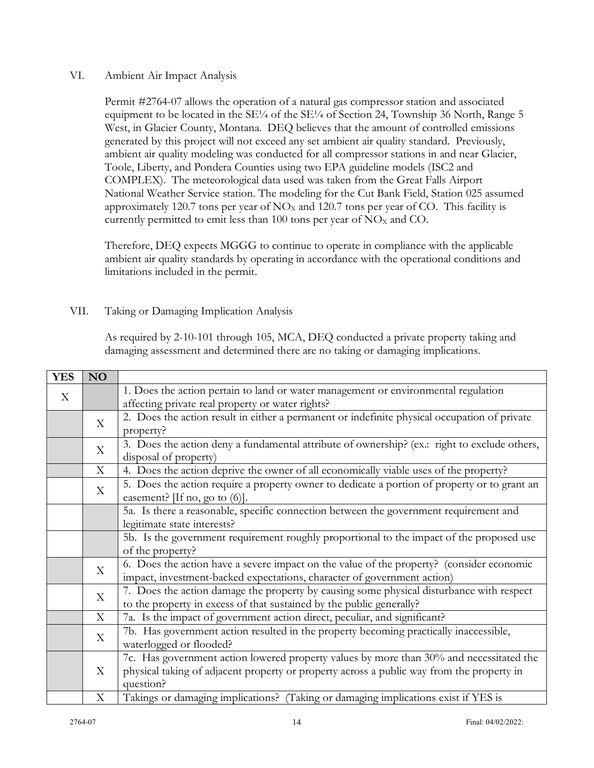VI. Ambient Air Impact Analysis

Permit #2764-07 allows the operation of a natural gas compressor station and associated equipment to be located in the SE¼ of the SE¼ of Section 24, Township 36 North, Range 5 West, in Glacier County, Montana. DEQ believes that the amount of controlled emissions generated by this project will not exceed any set ambient air quality standard. Previously, ambient air quality modeling was conducted for all compressor stations in and near Glacier, Toole, Liberty, and Pondera Counties using two EPA guideline models (ISC2 and COMPLEX). The meteorological data used was taken from the Great Falls Airport National Weather Service station. The modeling for the Cut Bank Field, Station 025 assumed approximately 120.7 tons per year of $NO_X$ and 120.7 tons per year of CO. This facility is currently permitted to emit less than 100 tons per year of $NO_X$ and CO.

Therefore, DEQ expects MGGG to continue to operate in compliance with the applicable ambient air quality standards by operating in accordance with the operational conditions and limitations included in the permit.

VII. Taking or Damaging Implication Analysis

As required by 2-10-101 through 105, MCA, DEQ conducted a private property taking and damaging assessment and determined there are no taking or damaging implications.

| YES | NO | |
|---|---|---|
| X | | 1. Does the action pertain to land or water management or environmental regulation affecting private real property or water rights? |
| | X | 2. Does the action result in either a permanent or indefinite physical occupation of private property? |
| | X | 3. Does the action deny a fundamental attribute of ownership? (ex.: right to exclude others, disposal of property) |
| | X | 4. Does the action deprive the owner of all economically viable uses of the property? |
| | X | 5. Does the action require a property owner to dedicate a portion of property or to grant an easement? [If no, go to (6)]. |
| | | 5a. Is there a reasonable, specific connection between the government requirement and legitimate state interests? |
| | | 5b. Is the government requirement roughly proportional to the impact of the proposed use of the property? |
| | X | 6. Does the action have a severe impact on the value of the property? (consider economic impact, investment-backed expectations, character of government action) |
| | X | 7. Does the action damage the property by causing some physical disturbance with respect to the property in excess of that sustained by the public generally? |
| | X | 7a. Is the impact of government action direct, peculiar, and significant? |
| | X | 7b. Has government action resulted in the property becoming practically inaccessible, waterlogged or flooded? |
| | X | 7c. Has government action lowered property values by more than 30% and necessitated the physical taking of adjacent property or property across a public way from the property in question? |
| | X | Takings or damaging implications? (Taking or damaging implications exist if YES is |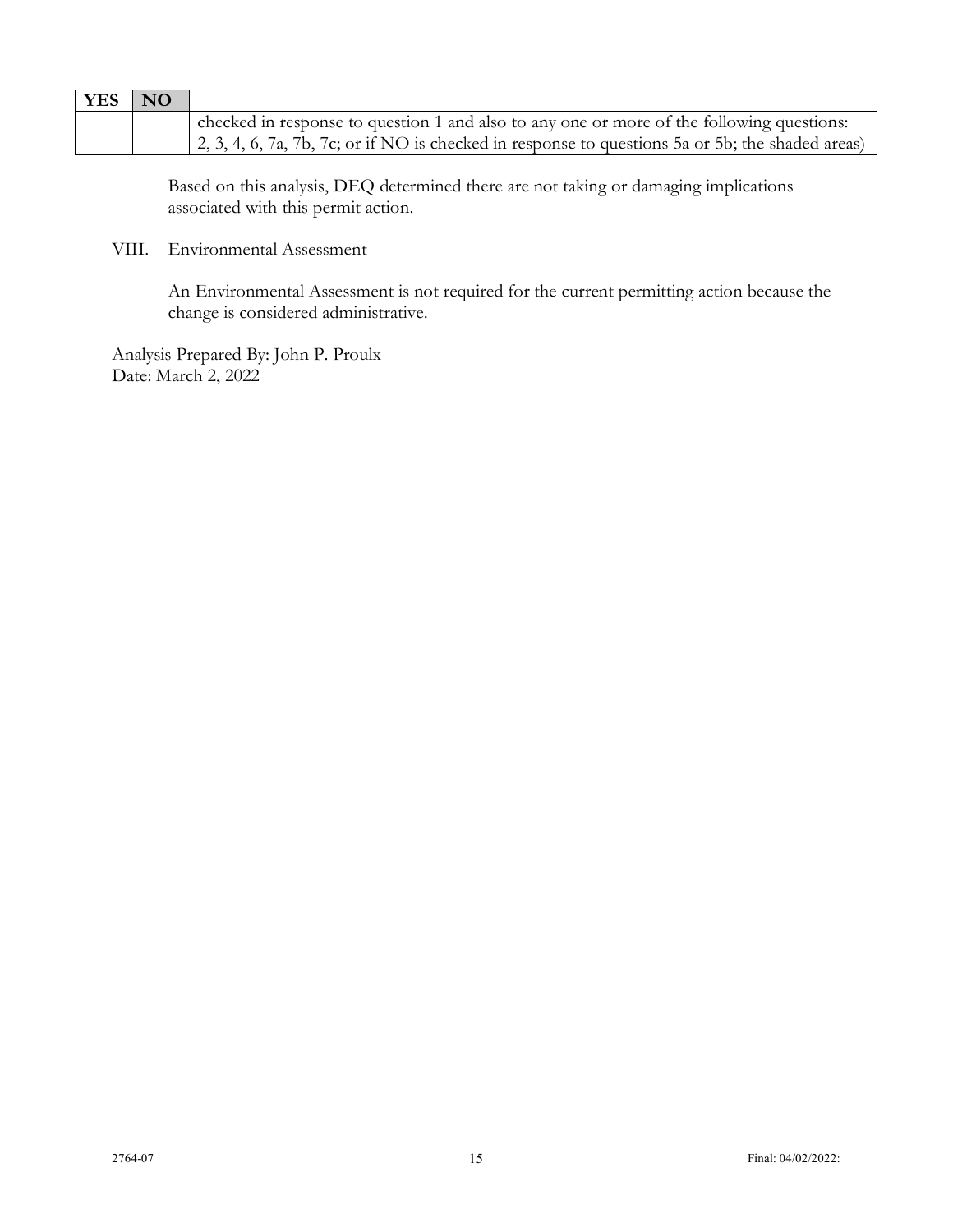| YES | NO | |
|---|---|---|
| | | checked in response to question 1 and also to any one or more of the following questions: 2, 3, 4, 6, 7a, 7b, 7c; or if NO is checked in response to questions 5a or 5b; the shaded areas) |

Based on this analysis, DEQ determined there are not taking or damaging implications associated with this permit action.

VIII. Environmental Assessment

An Environmental Assessment is not required for the current permitting action because the change is considered administrative.

Analysis Prepared By: John P. Proulx
Date: March 2, 2022